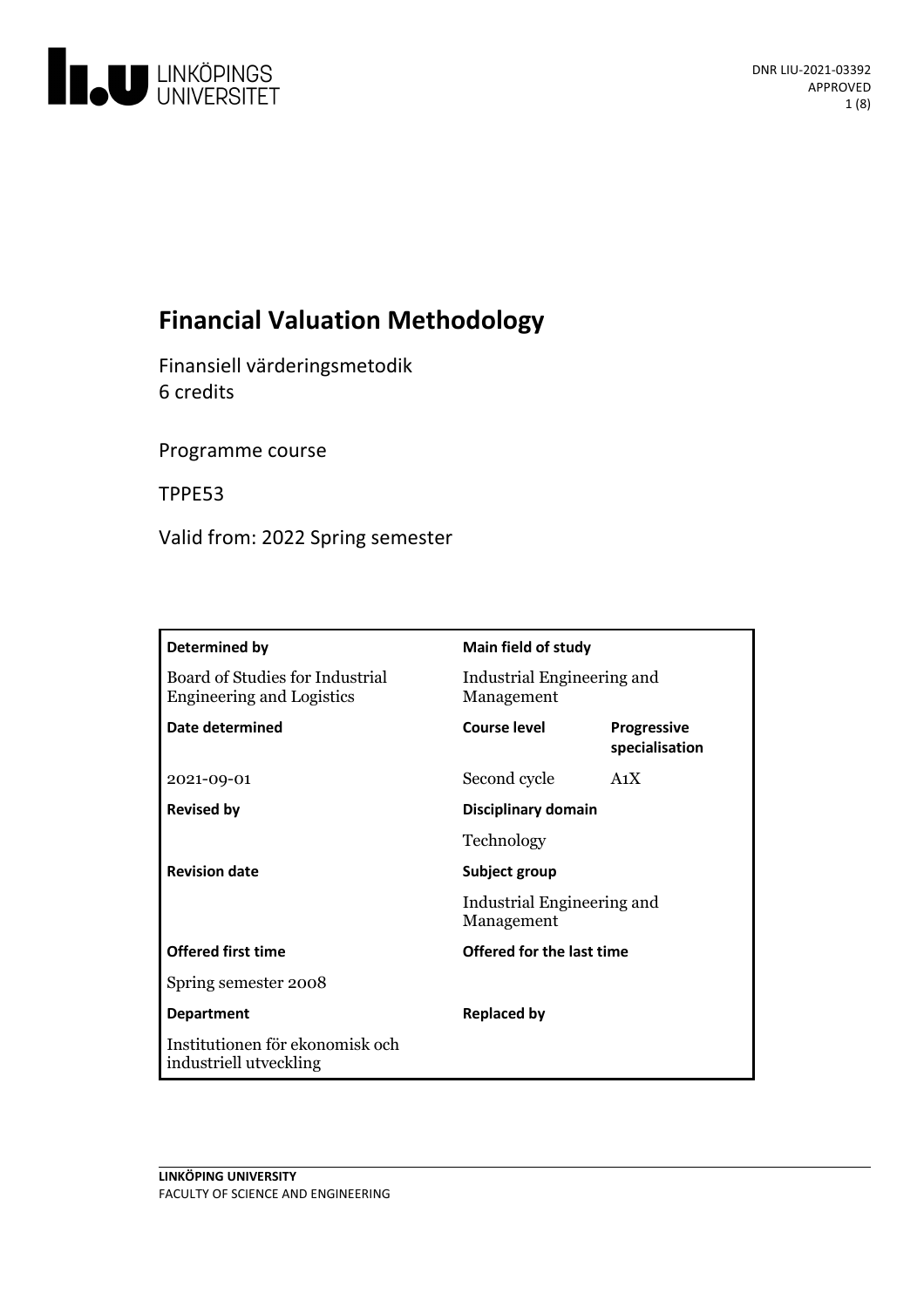DNR LIU-2021-03392
APPROVED

# Financial Valuation Methodology

Finansiell värderingsmetodik
6 credits

Programme course

TPPE53

Valid from: 2022 Spring semester

| Determined by | Main field of study | |
|---|---|---|
| Board of Studies for Industrial Engineering and Logistics | Industrial Engineering and Management | |
| **Date determined** | **Course level** | **Progressive specialisation** |
| 2021-09-01 | Second cycle | A1X |
| **Revised by** | **Disciplinary domain** | |
| | Technology | |
| **Revision date** | **Subject group** | |
| | Industrial Engineering and Management | |
| **Offered first time** | **Offered for the last time** | |
| Spring semester 2008 | | |
| **Department** | **Replaced by** | |
| Institutionen för ekonomisk och industriell utveckling | | |

**LINKÖPING UNIVERSITY**
FACULTY OF SCIENCE AND ENGINEERING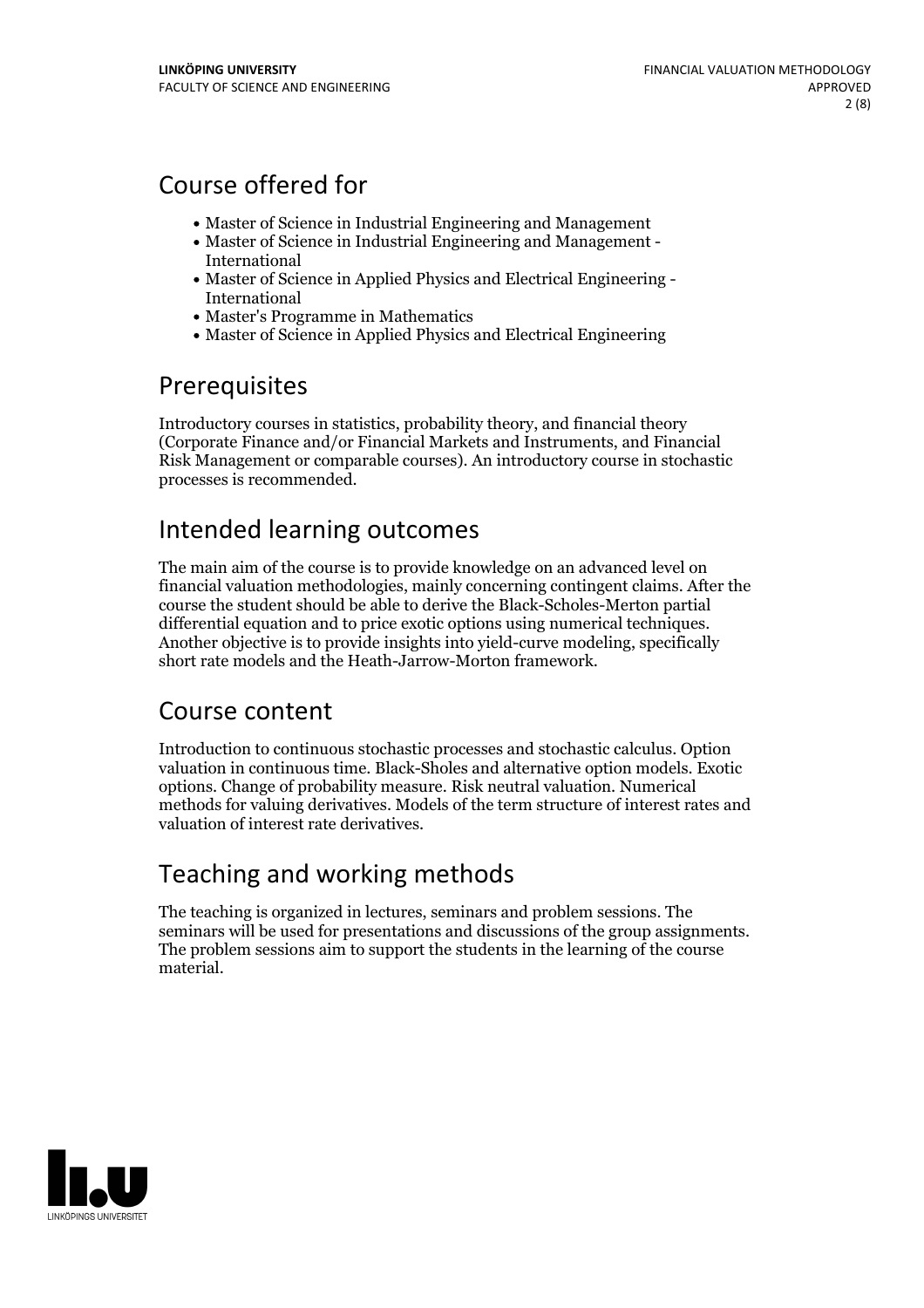## Course offered for

- Master of Science in Industrial Engineering and Management
- Master of Science in Industrial Engineering and Management - International
- Master of Science in Applied Physics and Electrical Engineering - International
- Master's Programme in Mathematics
- Master of Science in Applied Physics and Electrical Engineering

## Prerequisites

Introductory courses in statistics, probability theory, and financial theory (Corporate Finance and/or Financial Markets and Instruments, and Financial Risk Management or comparable courses). An introductory course in stochastic processes is recommended.

## Intended learning outcomes

The main aim of the course is to provide knowledge on an advanced level on financial valuation methodologies, mainly concerning contingent claims. After the course the student should be able to derive the Black-Scholes-Merton partial differential equation and to price exotic options using numerical techniques. Another objective is to provide insights into yield-curve modeling, specifically short rate models and the Heath-Jarrow-Morton framework.

## Course content

Introduction to continuous stochastic processes and stochastic calculus. Option valuation in continuous time. Black-Sholes and alternative option models. Exotic options. Change of probability measure. Risk neutral valuation. Numerical methods for valuing derivatives. Models of the term structure of interest rates and valuation of interest rate derivatives.

## Teaching and working methods

The teaching is organized in lectures, seminars and problem sessions. The seminars will be used for presentations and discussions of the group assignments. The problem sessions aim to support the students in the learning of the course material.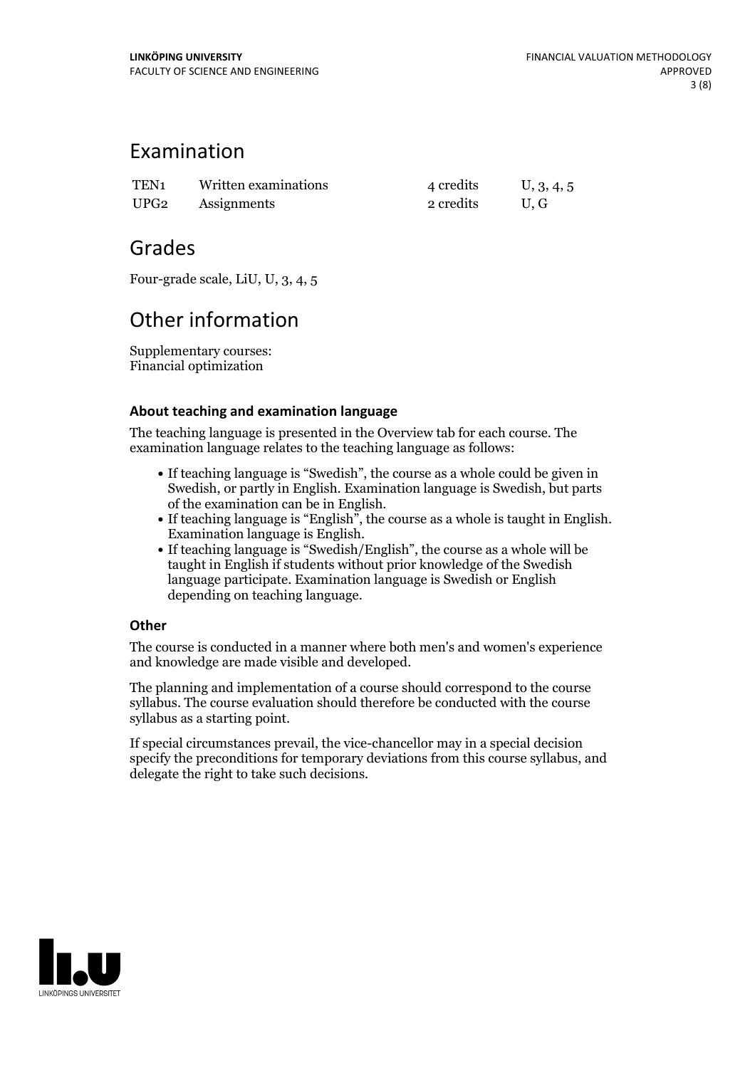## Examination

| | | | |
|---|---|---|---|
| TEN1 | Written examinations | 4 credits | U, 3, 4, 5 |
| UPG2 | Assignments | 2 credits | U, G |

## Grades

Four-grade scale, LiU, U, 3, 4, 5

## Other information

Supplementary courses:
Financial optimization

### About teaching and examination language

The teaching language is presented in the Overview tab for each course. The examination language relates to the teaching language as follows:

- If teaching language is "Swedish", the course as a whole could be given in Swedish, or partly in English. Examination language is Swedish, but parts of the examination can be in English.
- If teaching language is "English", the course as a whole is taught in English. Examination language is English.
- If teaching language is "Swedish/English", the course as a whole will be taught in English if students without prior knowledge of the Swedish language participate. Examination language is Swedish or English depending on teaching language.

### Other

The course is conducted in a manner where both men's and women's experience and knowledge are made visible and developed.

The planning and implementation of a course should correspond to the course syllabus. The course evaluation should therefore be conducted with the course syllabus as a starting point.

If special circumstances prevail, the vice-chancellor may in a special decision specify the preconditions for temporary deviations from this course syllabus, and delegate the right to take such decisions.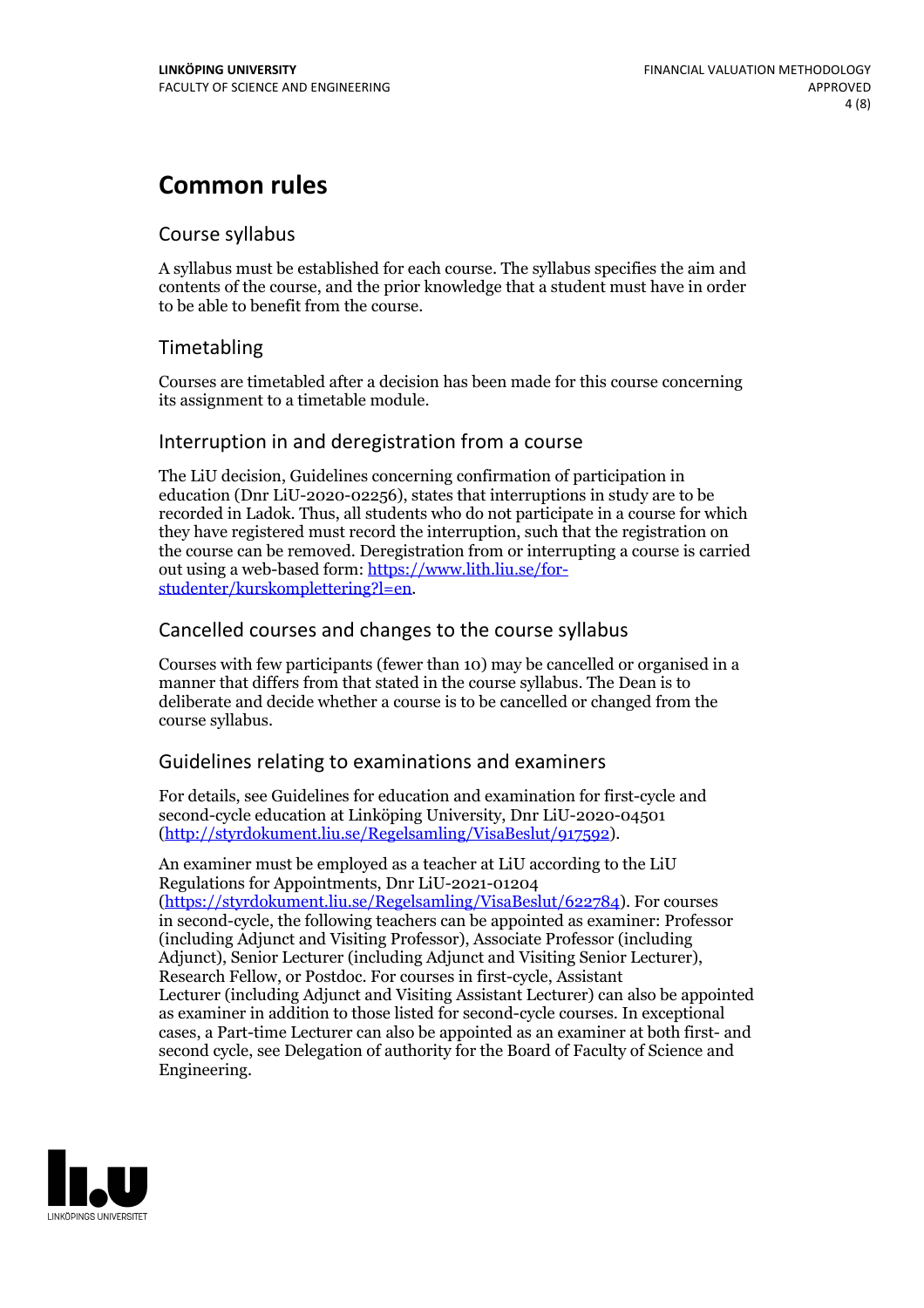# Common rules

## Course syllabus

A syllabus must be established for each course. The syllabus specifies the aim and contents of the course, and the prior knowledge that a student must have in order to be able to benefit from the course.

## Timetabling

Courses are timetabled after a decision has been made for this course concerning its assignment to a timetable module.

## Interruption in and deregistration from a course

The LiU decision, Guidelines concerning confirmation of participation in education (Dnr LiU-2020-02256), states that interruptions in study are to be recorded in Ladok. Thus, all students who do not participate in a course for which they have registered must record the interruption, such that the registration on the course can be removed. Deregistration from or interrupting a course is carried out using a web-based form: https://www.lith.liu.se/for-studenter/kurskomplettering?l=en.

## Cancelled courses and changes to the course syllabus

Courses with few participants (fewer than 10) may be cancelled or organised in a manner that differs from that stated in the course syllabus. The Dean is to deliberate and decide whether a course is to be cancelled or changed from the course syllabus.

## Guidelines relating to examinations and examiners

For details, see Guidelines for education and examination for first-cycle and second-cycle education at Linköping University, Dnr LiU-2020-04501 (http://styrdokument.liu.se/Regelsamling/VisaBeslut/917592).

An examiner must be employed as a teacher at LiU according to the LiU Regulations for Appointments, Dnr LiU-2021-01204 (https://styrdokument.liu.se/Regelsamling/VisaBeslut/622784). For courses in second-cycle, the following teachers can be appointed as examiner: Professor (including Adjunct and Visiting Professor), Associate Professor (including Adjunct), Senior Lecturer (including Adjunct and Visiting Senior Lecturer), Research Fellow, or Postdoc. For courses in first-cycle, Assistant Lecturer (including Adjunct and Visiting Assistant Lecturer) can also be appointed as examiner in addition to those listed for second-cycle courses. In exceptional cases, a Part-time Lecturer can also be appointed as an examiner at both first- and second cycle, see Delegation of authority for the Board of Faculty of Science and Engineering.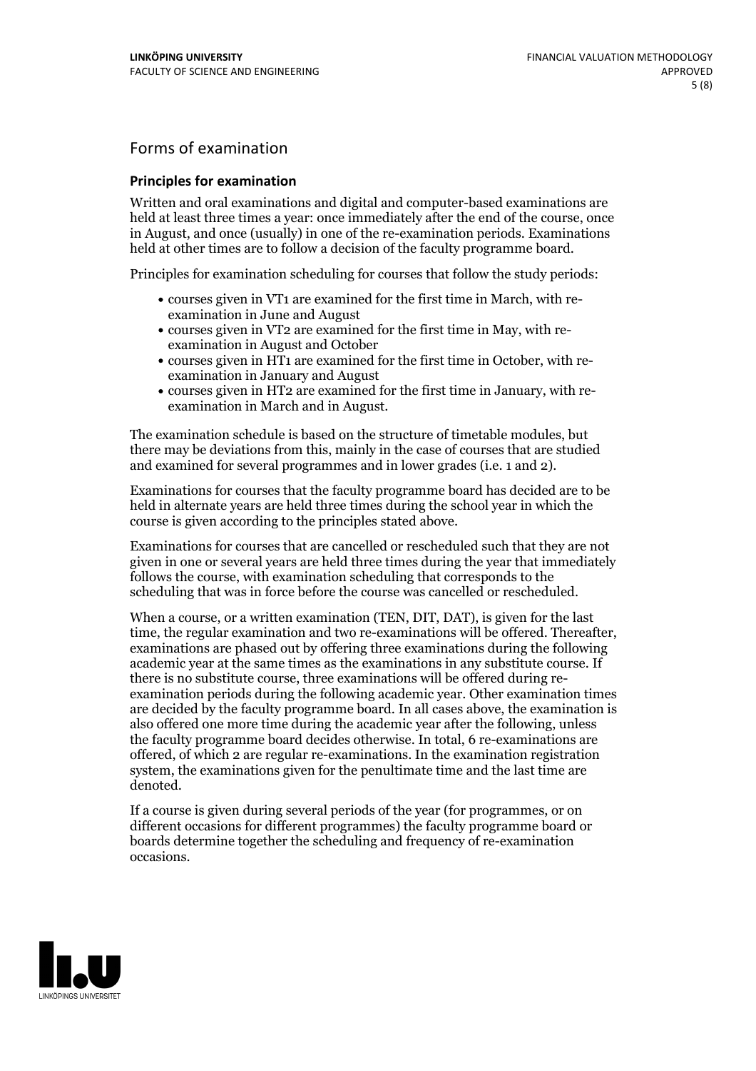## Forms of examination

### Principles for examination

Written and oral examinations and digital and computer-based examinations are held at least three times a year: once immediately after the end of the course, once in August, and once (usually) in one of the re-examination periods. Examinations held at other times are to follow a decision of the faculty programme board.

Principles for examination scheduling for courses that follow the study periods:

- courses given in VT1 are examined for the first time in March, with re-examination in June and August
- courses given in VT2 are examined for the first time in May, with re-examination in August and October
- courses given in HT1 are examined for the first time in October, with re-examination in January and August
- courses given in HT2 are examined for the first time in January, with re-examination in March and in August.

The examination schedule is based on the structure of timetable modules, but there may be deviations from this, mainly in the case of courses that are studied and examined for several programmes and in lower grades (i.e. 1 and 2).

Examinations for courses that the faculty programme board has decided are to be held in alternate years are held three times during the school year in which the course is given according to the principles stated above.

Examinations for courses that are cancelled or rescheduled such that they are not given in one or several years are held three times during the year that immediately follows the course, with examination scheduling that corresponds to the scheduling that was in force before the course was cancelled or rescheduled.

When a course, or a written examination (TEN, DIT, DAT), is given for the last time, the regular examination and two re-examinations will be offered. Thereafter, examinations are phased out by offering three examinations during the following academic year at the same times as the examinations in any substitute course. If there is no substitute course, three examinations will be offered during re-examination periods during the following academic year. Other examination times are decided by the faculty programme board. In all cases above, the examination is also offered one more time during the academic year after the following, unless the faculty programme board decides otherwise. In total, 6 re-examinations are offered, of which 2 are regular re-examinations. In the examination registration system, the examinations given for the penultimate time and the last time are denoted.

If a course is given during several periods of the year (for programmes, or on different occasions for different programmes) the faculty programme board or boards determine together the scheduling and frequency of re-examination occasions.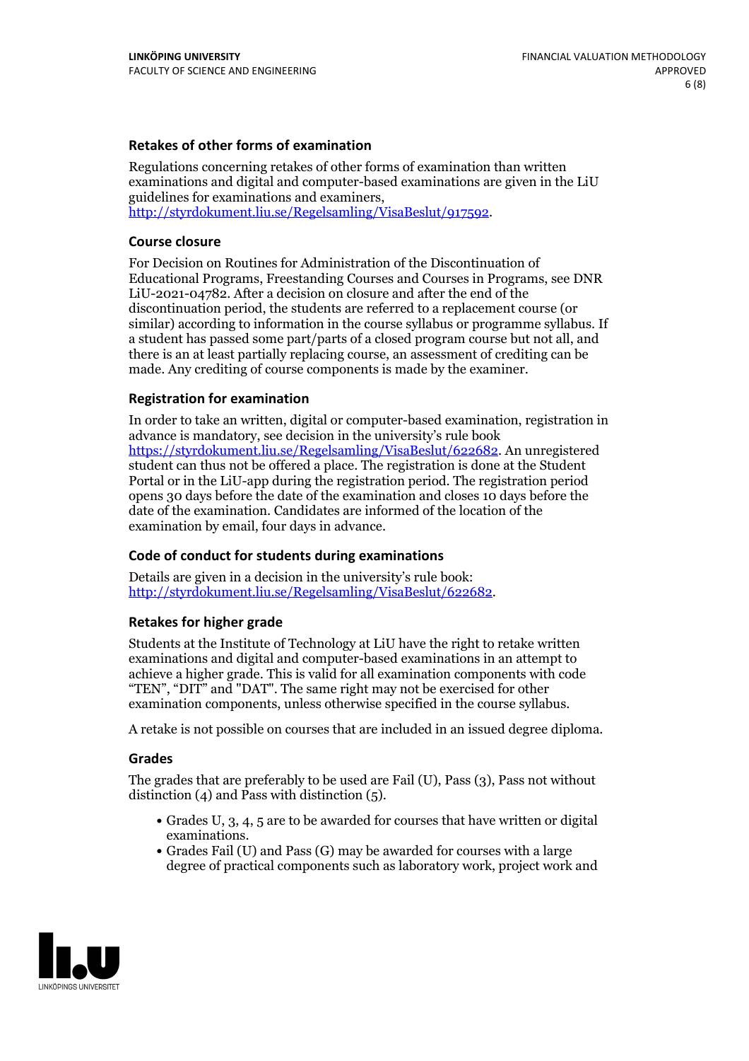### Retakes of other forms of examination

Regulations concerning retakes of other forms of examination than written examinations and digital and computer-based examinations are given in the LiU guidelines for examinations and examiners, http://styrdokument.liu.se/Regelsamling/VisaBeslut/917592.

### Course closure

For Decision on Routines for Administration of the Discontinuation of Educational Programs, Freestanding Courses and Courses in Programs, see DNR LiU-2021-04782. After a decision on closure and after the end of the discontinuation period, the students are referred to a replacement course (or similar) according to information in the course syllabus or programme syllabus. If a student has passed some part/parts of a closed program course but not all, and there is an at least partially replacing course, an assessment of crediting can be made. Any crediting of course components is made by the examiner.

### Registration for examination

In order to take an written, digital or computer-based examination, registration in advance is mandatory, see decision in the university's rule book https://styrdokument.liu.se/Regelsamling/VisaBeslut/622682. An unregistered student can thus not be offered a place. The registration is done at the Student Portal or in the LiU-app during the registration period. The registration period opens 30 days before the date of the examination and closes 10 days before the date of the examination. Candidates are informed of the location of the examination by email, four days in advance.

### Code of conduct for students during examinations

Details are given in a decision in the university's rule book: http://styrdokument.liu.se/Regelsamling/VisaBeslut/622682.

### Retakes for higher grade

Students at the Institute of Technology at LiU have the right to retake written examinations and digital and computer-based examinations in an attempt to achieve a higher grade. This is valid for all examination components with code "TEN", "DIT" and "DAT". The same right may not be exercised for other examination components, unless otherwise specified in the course syllabus.

A retake is not possible on courses that are included in an issued degree diploma.

### Grades

The grades that are preferably to be used are Fail (U), Pass (3), Pass not without distinction (4) and Pass with distinction (5).

- Grades U, 3, 4, 5 are to be awarded for courses that have written or digital examinations.
- Grades Fail (U) and Pass (G) may be awarded for courses with a large degree of practical components such as laboratory work, project work and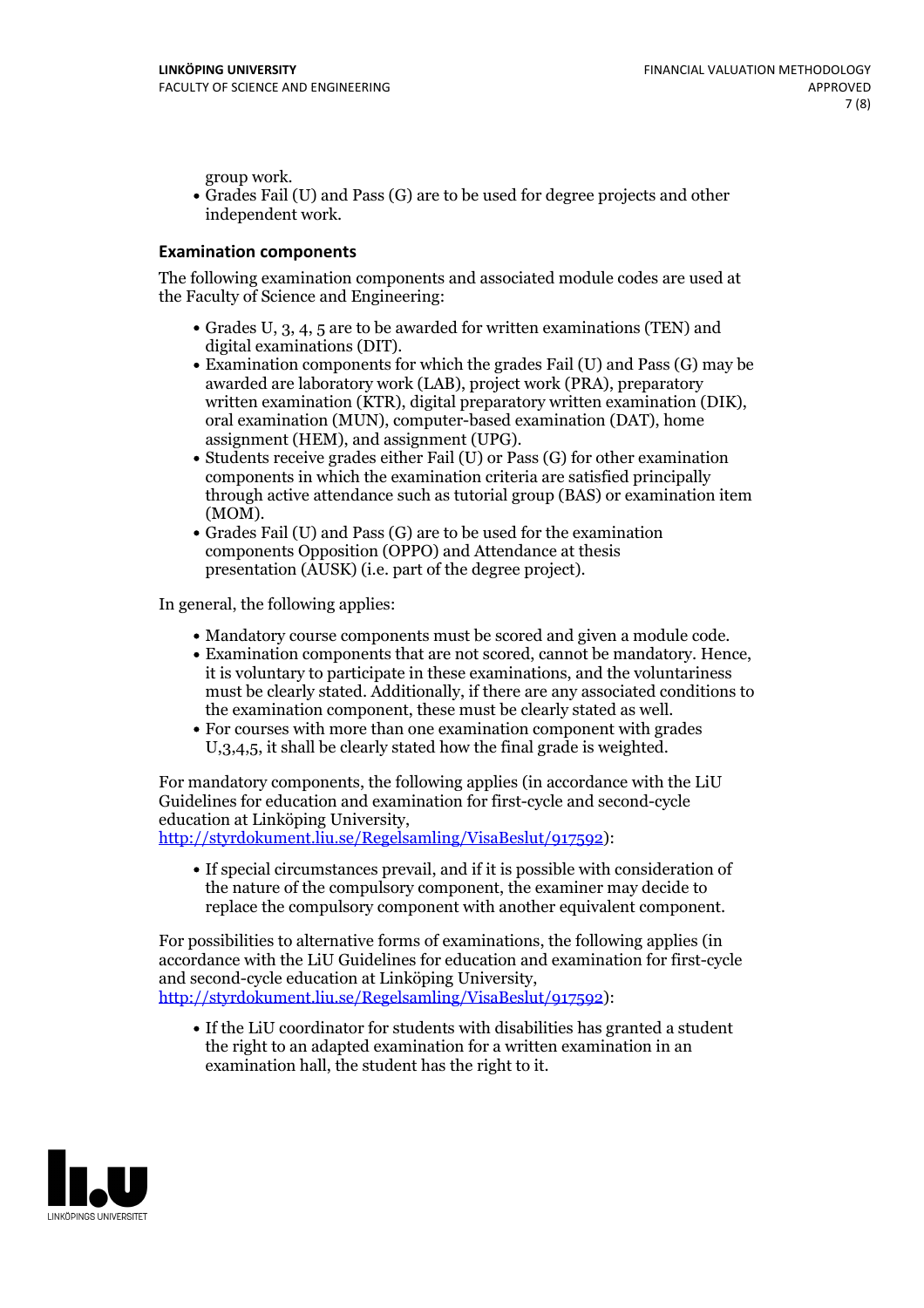group work.

- Grades Fail (U) and Pass (G) are to be used for degree projects and other independent work.

### Examination components

The following examination components and associated module codes are used at the Faculty of Science and Engineering:

- Grades U, 3, 4, 5 are to be awarded for written examinations (TEN) and digital examinations (DIT).
- Examination components for which the grades Fail (U) and Pass (G) may be awarded are laboratory work (LAB), project work (PRA), preparatory written examination (KTR), digital preparatory written examination (DIK), oral examination (MUN), computer-based examination (DAT), home assignment (HEM), and assignment (UPG).
- Students receive grades either Fail (U) or Pass (G) for other examination components in which the examination criteria are satisfied principally through active attendance such as tutorial group (BAS) or examination item (MOM).
- Grades Fail (U) and Pass (G) are to be used for the examination components Opposition (OPPO) and Attendance at thesis presentation (AUSK) (i.e. part of the degree project).

In general, the following applies:

- Mandatory course components must be scored and given a module code.
- Examination components that are not scored, cannot be mandatory. Hence, it is voluntary to participate in these examinations, and the voluntariness must be clearly stated. Additionally, if there are any associated conditions to the examination component, these must be clearly stated as well.
- For courses with more than one examination component with grades U,3,4,5, it shall be clearly stated how the final grade is weighted.

For mandatory components, the following applies (in accordance with the LiU Guidelines for education and examination for first-cycle and second-cycle education at Linköping University, http://styrdokument.liu.se/Regelsamling/VisaBeslut/917592):

- If special circumstances prevail, and if it is possible with consideration of the nature of the compulsory component, the examiner may decide to replace the compulsory component with another equivalent component.

For possibilities to alternative forms of examinations, the following applies (in accordance with the LiU Guidelines for education and examination for first-cycle and second-cycle education at Linköping University, http://styrdokument.liu.se/Regelsamling/VisaBeslut/917592):

- If the LiU coordinator for students with disabilities has granted a student the right to an adapted examination for a written examination in an examination hall, the student has the right to it.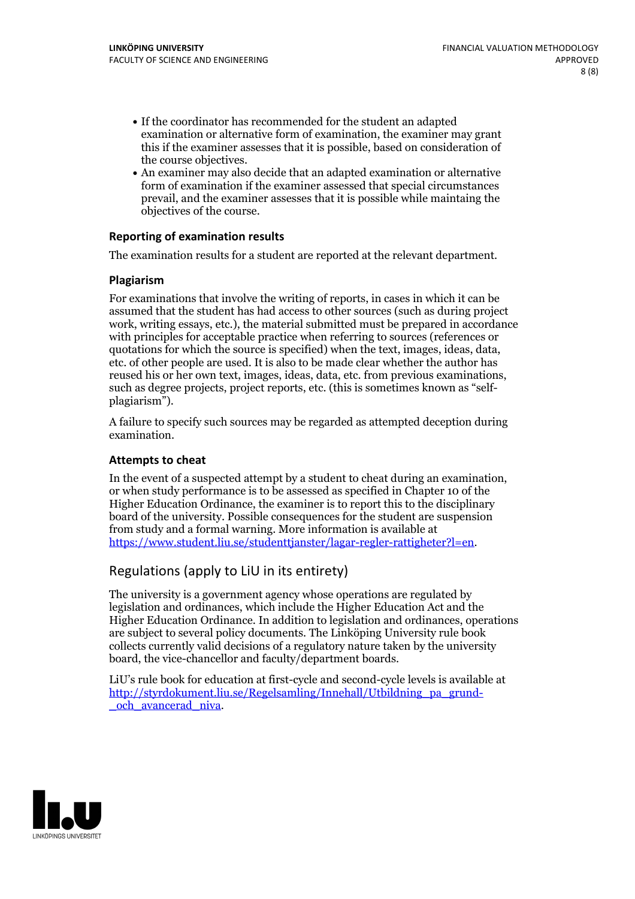- If the coordinator has recommended for the student an adapted examination or alternative form of examination, the examiner may grant this if the examiner assesses that it is possible, based on consideration of the course objectives.
- An examiner may also decide that an adapted examination or alternative form of examination if the examiner assessed that special circumstances prevail, and the examiner assesses that it is possible while maintaing the objectives of the course.

### Reporting of examination results

The examination results for a student are reported at the relevant department.

### Plagiarism

For examinations that involve the writing of reports, in cases in which it can be assumed that the student has had access to other sources (such as during project work, writing essays, etc.), the material submitted must be prepared in accordance with principles for acceptable practice when referring to sources (references or quotations for which the source is specified) when the text, images, ideas, data, etc. of other people are used. It is also to be made clear whether the author has reused his or her own text, images, ideas, data, etc. from previous examinations, such as degree projects, project reports, etc. (this is sometimes known as "self-plagiarism").

A failure to specify such sources may be regarded as attempted deception during examination.

### Attempts to cheat

In the event of a suspected attempt by a student to cheat during an examination, or when study performance is to be assessed as specified in Chapter 10 of the Higher Education Ordinance, the examiner is to report this to the disciplinary board of the university. Possible consequences for the student are suspension from study and a formal warning. More information is available at https://www.student.liu.se/studenttjanster/lagar-regler-rattigheter?l=en.

## Regulations (apply to LiU in its entirety)

The university is a government agency whose operations are regulated by legislation and ordinances, which include the Higher Education Act and the Higher Education Ordinance. In addition to legislation and ordinances, operations are subject to several policy documents. The Linköping University rule book collects currently valid decisions of a regulatory nature taken by the university board, the vice-chancellor and faculty/department boards.

LiU's rule book for education at first-cycle and second-cycle levels is available at http://styrdokument.liu.se/Regelsamling/Innehall/Utbildning_pa_grund-_och_avancerad_niva.